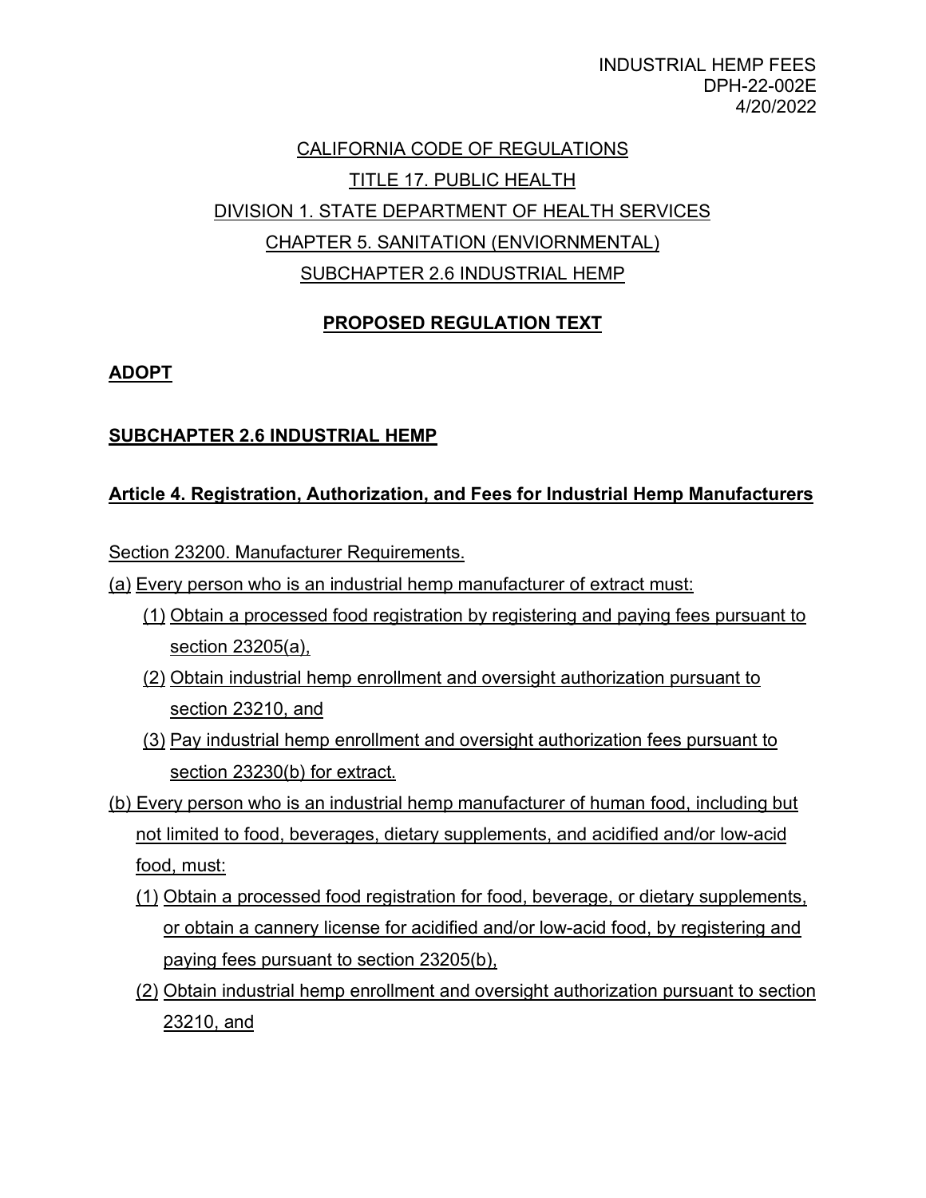INDUSTRIAL HEMP FEES
DPH-22-002E
4/20/2022

CALIFORNIA CODE OF REGULATIONS

TITLE 17. PUBLIC HEALTH

DIVISION 1. STATE DEPARTMENT OF HEALTH SERVICES

CHAPTER 5. SANITATION (ENVIORNMENTAL)

SUBCHAPTER 2.6 INDUSTRIAL HEMP

# PROPOSED REGULATION TEXT

**ADOPT**

## SUBCHAPTER 2.6 INDUSTRIAL HEMP

### Article 4. Registration, Authorization, and Fees for Industrial Hemp Manufacturers

Section 23200. Manufacturer Requirements.

(a) Every person who is an industrial hemp manufacturer of extract must:

- (1) Obtain a processed food registration by registering and paying fees pursuant to section 23205(a),
- (2) Obtain industrial hemp enrollment and oversight authorization pursuant to section 23210, and
- (3) Pay industrial hemp enrollment and oversight authorization fees pursuant to section 23230(b) for extract.

(b) Every person who is an industrial hemp manufacturer of human food, including but not limited to food, beverages, dietary supplements, and acidified and/or low-acid food, must:

- (1) Obtain a processed food registration for food, beverage, or dietary supplements, or obtain a cannery license for acidified and/or low-acid food, by registering and paying fees pursuant to section 23205(b),
- (2) Obtain industrial hemp enrollment and oversight authorization pursuant to section 23210, and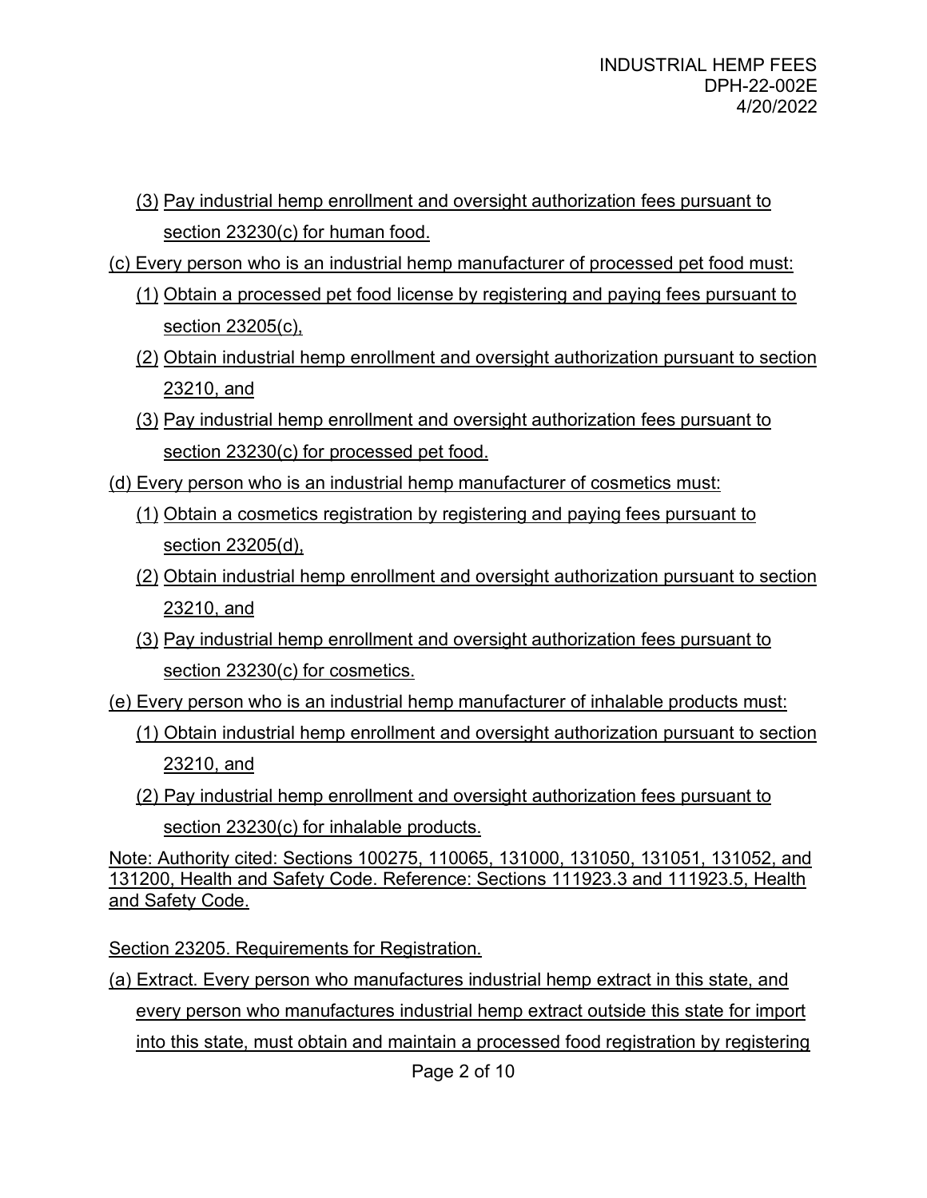(3) Pay industrial hemp enrollment and oversight authorization fees pursuant to section 23230(c) for human food.

(c) Every person who is an industrial hemp manufacturer of processed pet food must:

(1) Obtain a processed pet food license by registering and paying fees pursuant to section 23205(c),

(2) Obtain industrial hemp enrollment and oversight authorization pursuant to section 23210, and

(3) Pay industrial hemp enrollment and oversight authorization fees pursuant to section 23230(c) for processed pet food.

(d) Every person who is an industrial hemp manufacturer of cosmetics must:

(1) Obtain a cosmetics registration by registering and paying fees pursuant to section 23205(d),

(2) Obtain industrial hemp enrollment and oversight authorization pursuant to section 23210, and

(3) Pay industrial hemp enrollment and oversight authorization fees pursuant to section 23230(c) for cosmetics.

(e) Every person who is an industrial hemp manufacturer of inhalable products must:

(1) Obtain industrial hemp enrollment and oversight authorization pursuant to section 23210, and

(2) Pay industrial hemp enrollment and oversight authorization fees pursuant to section 23230(c) for inhalable products.

Note: Authority cited: Sections 100275, 110065, 131000, 131050, 131051, 131052, and 131200, Health and Safety Code. Reference: Sections 111923.3 and 111923.5, Health and Safety Code.

Section 23205. Requirements for Registration.

(a) Extract. Every person who manufactures industrial hemp extract in this state, and every person who manufactures industrial hemp extract outside this state for import into this state, must obtain and maintain a processed food registration by registering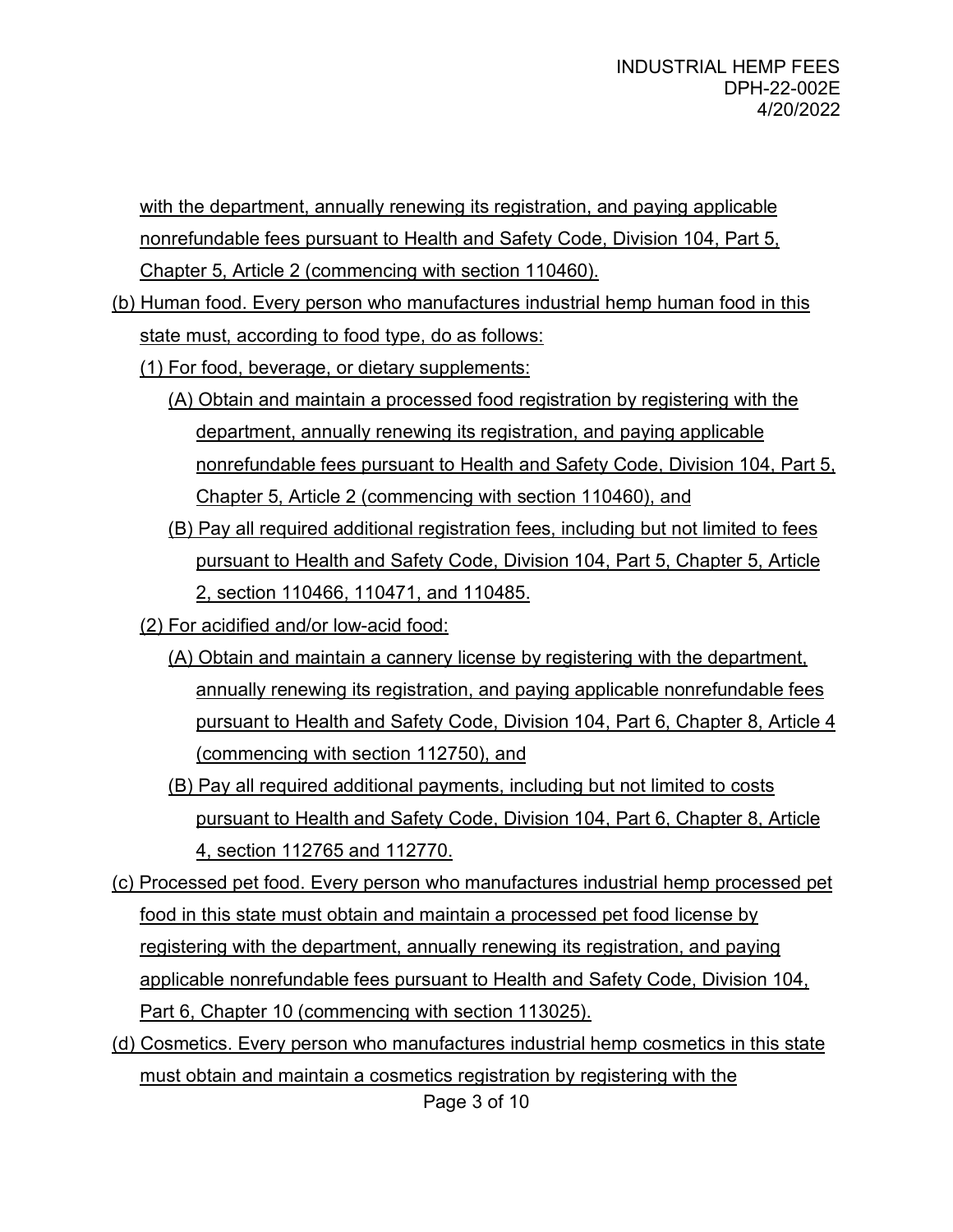with the department, annually renewing its registration, and paying applicable nonrefundable fees pursuant to Health and Safety Code, Division 104, Part 5, Chapter 5, Article 2 (commencing with section 110460).

(b) Human food. Every person who manufactures industrial hemp human food in this state must, according to food type, do as follows:

(1) For food, beverage, or dietary supplements:

(A) Obtain and maintain a processed food registration by registering with the department, annually renewing its registration, and paying applicable nonrefundable fees pursuant to Health and Safety Code, Division 104, Part 5, Chapter 5, Article 2 (commencing with section 110460), and

(B) Pay all required additional registration fees, including but not limited to fees pursuant to Health and Safety Code, Division 104, Part 5, Chapter 5, Article 2, section 110466, 110471, and 110485.

(2) For acidified and/or low-acid food:

(A) Obtain and maintain a cannery license by registering with the department, annually renewing its registration, and paying applicable nonrefundable fees pursuant to Health and Safety Code, Division 104, Part 6, Chapter 8, Article 4 (commencing with section 112750), and

(B) Pay all required additional payments, including but not limited to costs pursuant to Health and Safety Code, Division 104, Part 6, Chapter 8, Article 4, section 112765 and 112770.

(c) Processed pet food. Every person who manufactures industrial hemp processed pet food in this state must obtain and maintain a processed pet food license by registering with the department, annually renewing its registration, and paying applicable nonrefundable fees pursuant to Health and Safety Code, Division 104, Part 6, Chapter 10 (commencing with section 113025).

(d) Cosmetics. Every person who manufactures industrial hemp cosmetics in this state must obtain and maintain a cosmetics registration by registering with the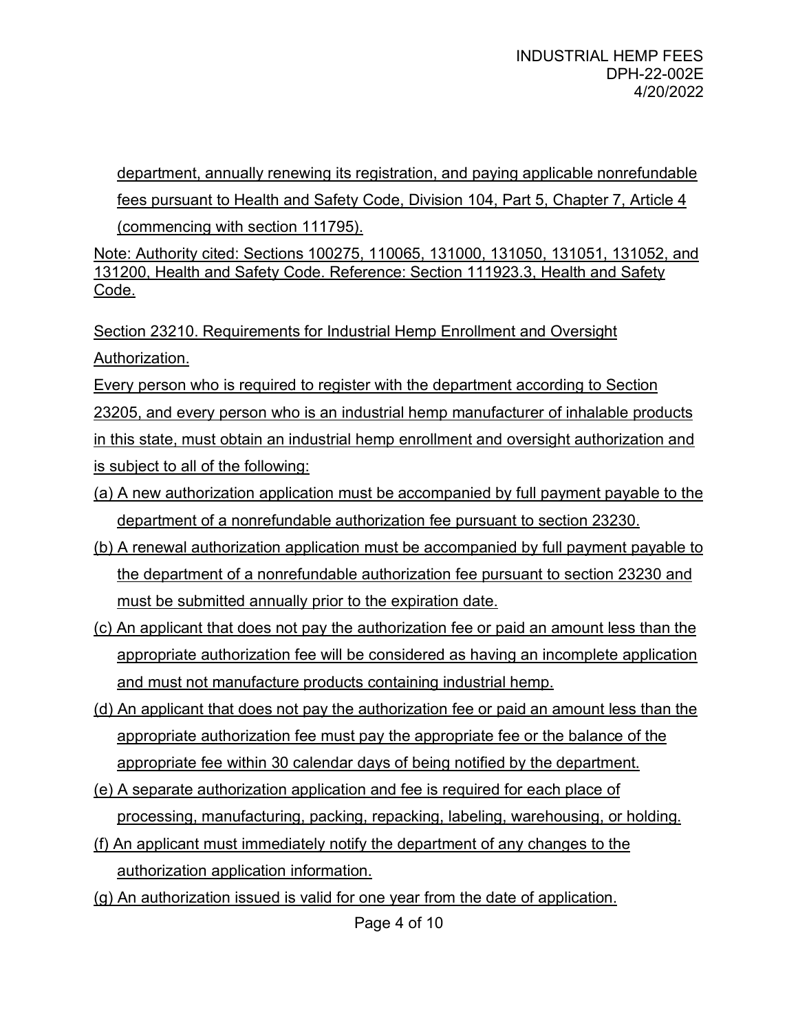department, annually renewing its registration, and paying applicable nonrefundable fees pursuant to Health and Safety Code, Division 104, Part 5, Chapter 7, Article 4 (commencing with section 111795).

Note: Authority cited: Sections 100275, 110065, 131000, 131050, 131051, 131052, and 131200, Health and Safety Code. Reference: Section 111923.3, Health and Safety Code.

Section 23210. Requirements for Industrial Hemp Enrollment and Oversight Authorization.

Every person who is required to register with the department according to Section 23205, and every person who is an industrial hemp manufacturer of inhalable products in this state, must obtain an industrial hemp enrollment and oversight authorization and is subject to all of the following:

(a) A new authorization application must be accompanied by full payment payable to the department of a nonrefundable authorization fee pursuant to section 23230.

(b) A renewal authorization application must be accompanied by full payment payable to the department of a nonrefundable authorization fee pursuant to section 23230 and must be submitted annually prior to the expiration date.

(c) An applicant that does not pay the authorization fee or paid an amount less than the appropriate authorization fee will be considered as having an incomplete application and must not manufacture products containing industrial hemp.

(d) An applicant that does not pay the authorization fee or paid an amount less than the appropriate authorization fee must pay the appropriate fee or the balance of the appropriate fee within 30 calendar days of being notified by the department.

(e) A separate authorization application and fee is required for each place of processing, manufacturing, packing, repacking, labeling, warehousing, or holding.

(f) An applicant must immediately notify the department of any changes to the authorization application information.

(g) An authorization issued is valid for one year from the date of application.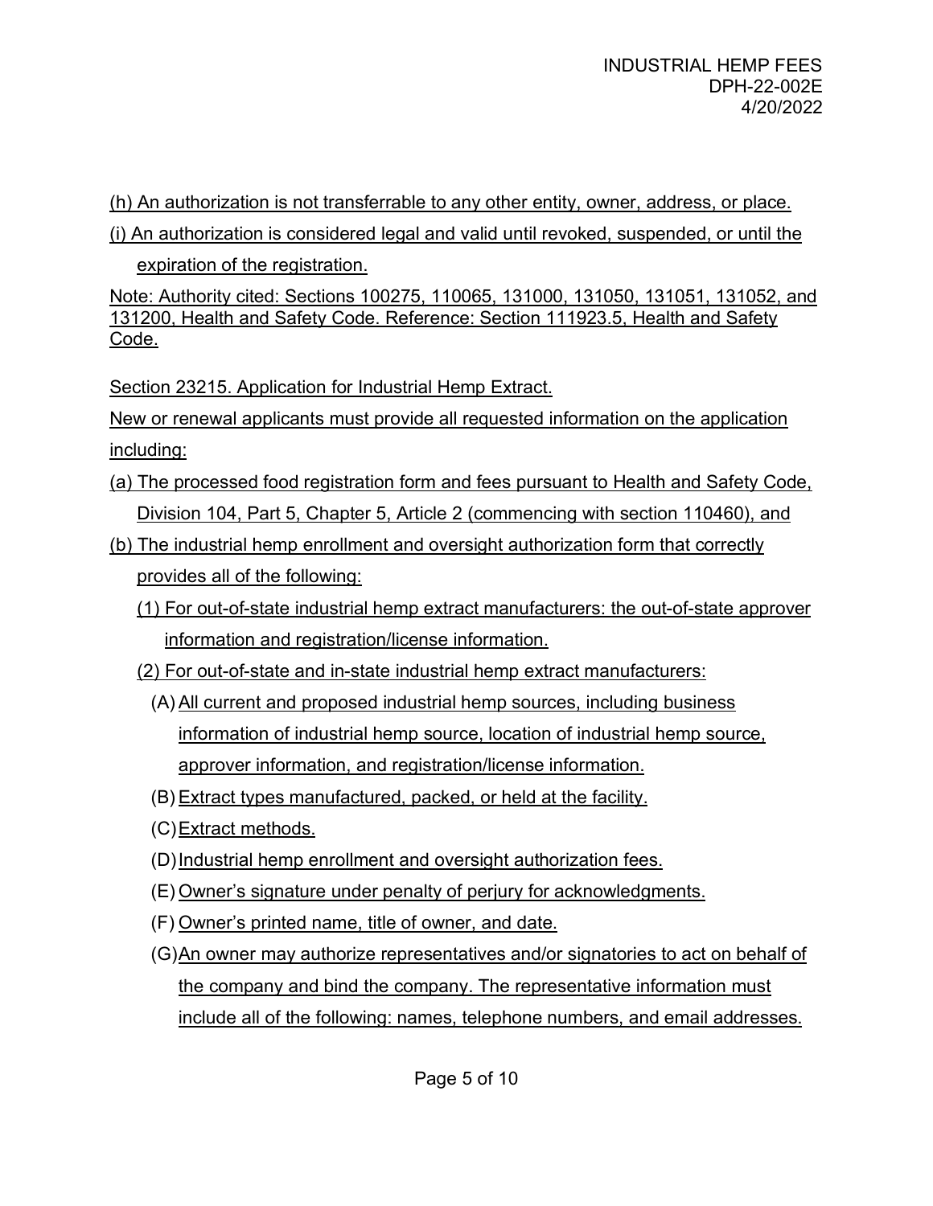(h) An authorization is not transferrable to any other entity, owner, address, or place.

(i) An authorization is considered legal and valid until revoked, suspended, or until the expiration of the registration.

Note: Authority cited: Sections 100275, 110065, 131000, 131050, 131051, 131052, and 131200, Health and Safety Code. Reference: Section 111923.5, Health and Safety Code.

Section 23215. Application for Industrial Hemp Extract.

New or renewal applicants must provide all requested information on the application including:

(a) The processed food registration form and fees pursuant to Health and Safety Code, Division 104, Part 5, Chapter 5, Article 2 (commencing with section 110460), and

(b) The industrial hemp enrollment and oversight authorization form that correctly provides all of the following:

- (1) For out-of-state industrial hemp extract manufacturers: the out-of-state approver information and registration/license information.
- (2) For out-of-state and in-state industrial hemp extract manufacturers:
  - (A) All current and proposed industrial hemp sources, including business information of industrial hemp source, location of industrial hemp source, approver information, and registration/license information.
  - (B) Extract types manufactured, packed, or held at the facility.
  - (C) Extract methods.
  - (D) Industrial hemp enrollment and oversight authorization fees.
  - (E) Owner's signature under penalty of perjury for acknowledgments.
  - (F) Owner's printed name, title of owner, and date.
  - (G) An owner may authorize representatives and/or signatories to act on behalf of the company and bind the company. The representative information must include all of the following: names, telephone numbers, and email addresses.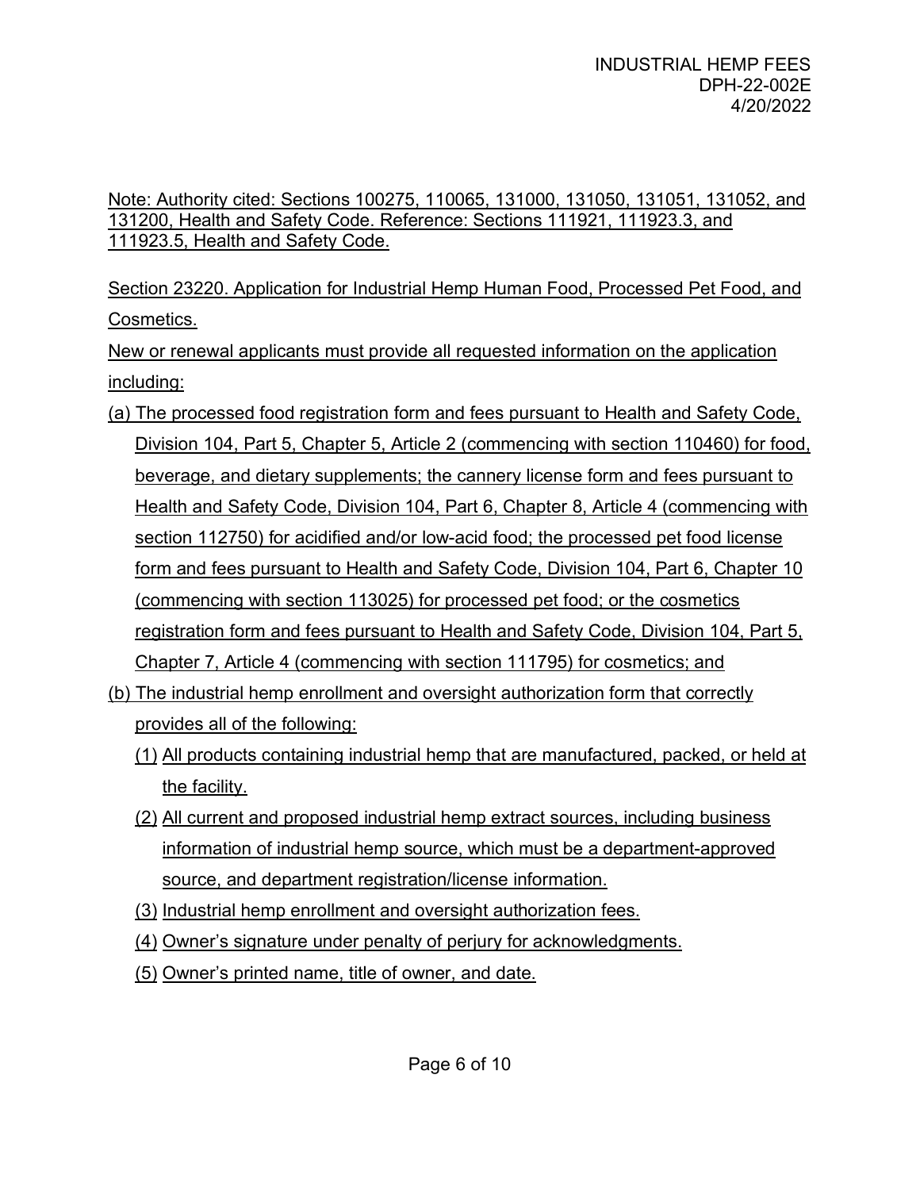Note: Authority cited: Sections 100275, 110065, 131000, 131050, 131051, 131052, and 131200, Health and Safety Code. Reference: Sections 111921, 111923.3, and 111923.5, Health and Safety Code.

Section 23220. Application for Industrial Hemp Human Food, Processed Pet Food, and Cosmetics.

New or renewal applicants must provide all requested information on the application including:

(a) The processed food registration form and fees pursuant to Health and Safety Code, Division 104, Part 5, Chapter 5, Article 2 (commencing with section 110460) for food, beverage, and dietary supplements; the cannery license form and fees pursuant to Health and Safety Code, Division 104, Part 6, Chapter 8, Article 4 (commencing with section 112750) for acidified and/or low-acid food; the processed pet food license form and fees pursuant to Health and Safety Code, Division 104, Part 6, Chapter 10 (commencing with section 113025) for processed pet food; or the cosmetics registration form and fees pursuant to Health and Safety Code, Division 104, Part 5, Chapter 7, Article 4 (commencing with section 111795) for cosmetics; and

(b) The industrial hemp enrollment and oversight authorization form that correctly provides all of the following:

(1) All products containing industrial hemp that are manufactured, packed, or held at the facility.

(2) All current and proposed industrial hemp extract sources, including business information of industrial hemp source, which must be a department-approved source, and department registration/license information.

(3) Industrial hemp enrollment and oversight authorization fees.

(4) Owner's signature under penalty of perjury for acknowledgments.

(5) Owner's printed name, title of owner, and date.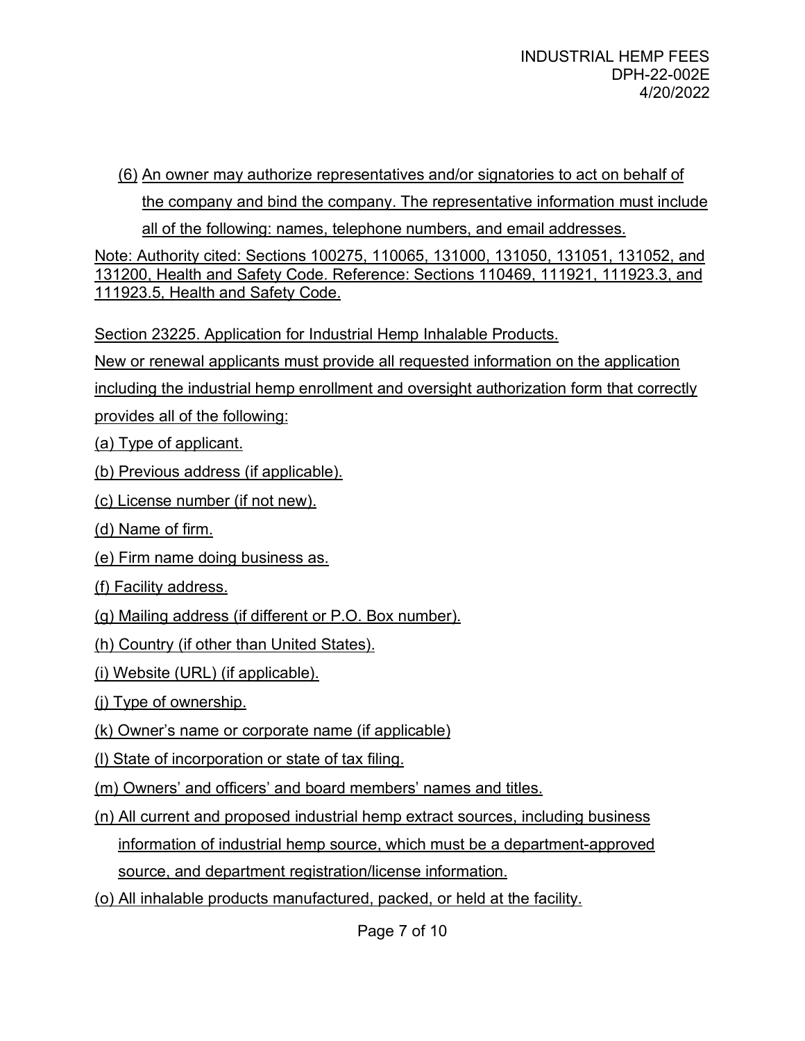(6) An owner may authorize representatives and/or signatories to act on behalf of the company and bind the company. The representative information must include all of the following: names, telephone numbers, and email addresses.

Note: Authority cited: Sections 100275, 110065, 131000, 131050, 131051, 131052, and 131200, Health and Safety Code. Reference: Sections 110469, 111921, 111923.3, and 111923.5, Health and Safety Code.

Section 23225. Application for Industrial Hemp Inhalable Products.

New or renewal applicants must provide all requested information on the application including the industrial hemp enrollment and oversight authorization form that correctly provides all of the following:

(a) Type of applicant.

(b) Previous address (if applicable).

(c) License number (if not new).

(d) Name of firm.

(e) Firm name doing business as.

(f) Facility address.

(g) Mailing address (if different or P.O. Box number).

(h) Country (if other than United States).

(i) Website (URL) (if applicable).

(j) Type of ownership.

(k) Owner's name or corporate name (if applicable)

(l) State of incorporation or state of tax filing.

(m) Owners' and officers' and board members' names and titles.

(n) All current and proposed industrial hemp extract sources, including business information of industrial hemp source, which must be a department-approved source, and department registration/license information.

(o) All inhalable products manufactured, packed, or held at the facility.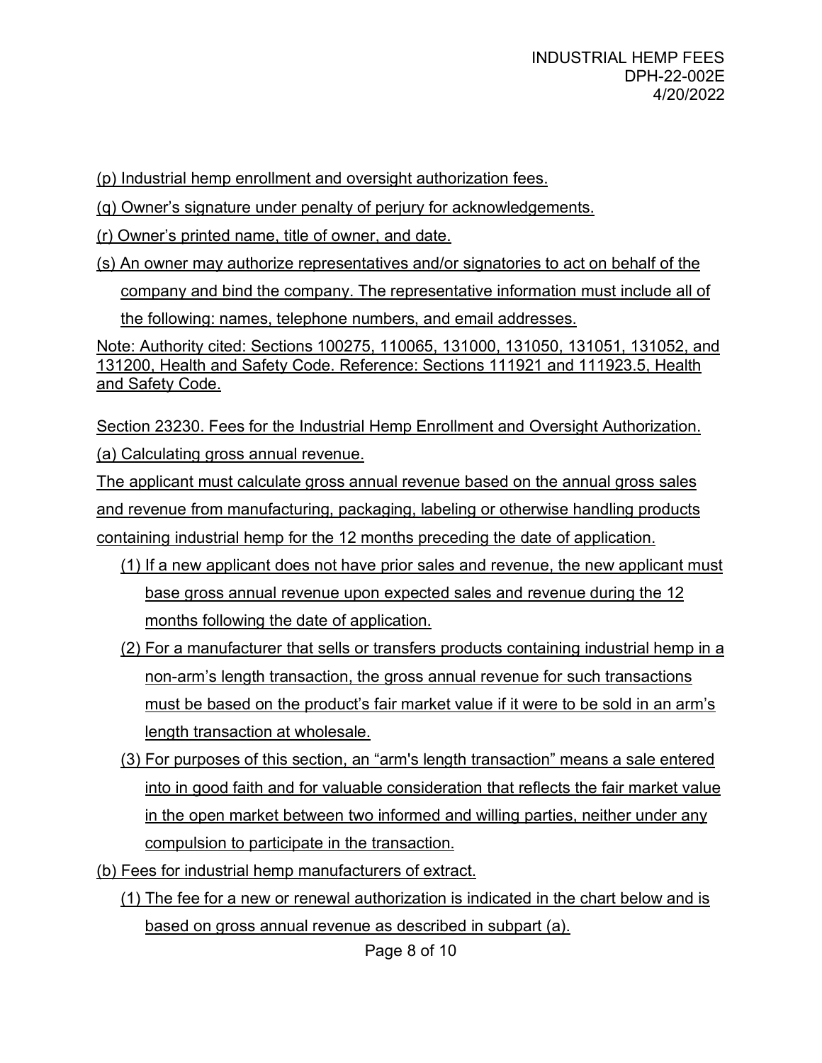(p) Industrial hemp enrollment and oversight authorization fees.

(q) Owner's signature under penalty of perjury for acknowledgements.

(r) Owner's printed name, title of owner, and date.

(s) An owner may authorize representatives and/or signatories to act on behalf of the company and bind the company. The representative information must include all of the following: names, telephone numbers, and email addresses.

Note: Authority cited: Sections 100275, 110065, 131000, 131050, 131051, 131052, and 131200, Health and Safety Code. Reference: Sections 111921 and 111923.5, Health and Safety Code.

Section 23230. Fees for the Industrial Hemp Enrollment and Oversight Authorization.

(a) Calculating gross annual revenue.

The applicant must calculate gross annual revenue based on the annual gross sales and revenue from manufacturing, packaging, labeling or otherwise handling products containing industrial hemp for the 12 months preceding the date of application.

(1) If a new applicant does not have prior sales and revenue, the new applicant must base gross annual revenue upon expected sales and revenue during the 12 months following the date of application.

(2) For a manufacturer that sells or transfers products containing industrial hemp in a non-arm's length transaction, the gross annual revenue for such transactions must be based on the product's fair market value if it were to be sold in an arm's length transaction at wholesale.

(3) For purposes of this section, an "arm's length transaction" means a sale entered into in good faith and for valuable consideration that reflects the fair market value in the open market between two informed and willing parties, neither under any compulsion to participate in the transaction.

(b) Fees for industrial hemp manufacturers of extract.

(1) The fee for a new or renewal authorization is indicated in the chart below and is based on gross annual revenue as described in subpart (a).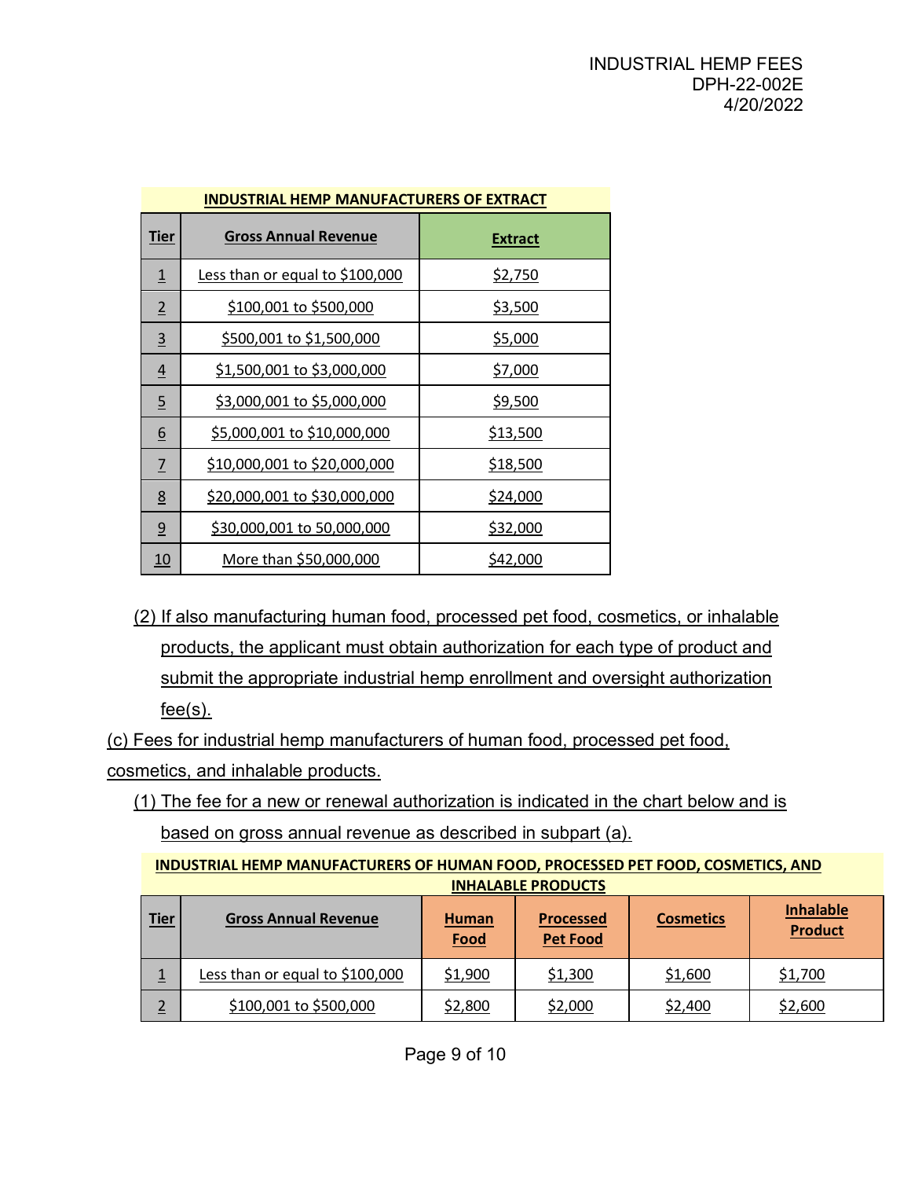| INDUSTRIAL HEMP MANUFACTURERS OF EXTRACT | | |
|---|---|---|
| **Tier** | **Gross Annual Revenue** | **Extract** |
| 1 | Less than or equal to $100,000 | $2,750 |
| 2 | $100,001 to $500,000 | $3,500 |
| 3 | $500,001 to $1,500,000 | $5,000 |
| 4 | $1,500,001 to $3,000,000 | $7,000 |
| 5 | $3,000,001 to $5,000,000 | $9,500 |
| 6 | $5,000,001 to $10,000,000 | $13,500 |
| 7 | $10,000,001 to $20,000,000 | $18,500 |
| 8 | $20,000,001 to $30,000,000 | $24,000 |
| 9 | $30,000,001 to 50,000,000 | $32,000 |
| 10 | More than $50,000,000 | $42,000 |

(2) If also manufacturing human food, processed pet food, cosmetics, or inhalable products, the applicant must obtain authorization for each type of product and submit the appropriate industrial hemp enrollment and oversight authorization fee(s).

(c) Fees for industrial hemp manufacturers of human food, processed pet food, cosmetics, and inhalable products.

(1) The fee for a new or renewal authorization is indicated in the chart below and is based on gross annual revenue as described in subpart (a).

| INDUSTRIAL HEMP MANUFACTURERS OF HUMAN FOOD, PROCESSED PET FOOD, COSMETICS, AND INHALABLE PRODUCTS | | | | | |
|---|---|---|---|---|---|
| **Tier** | **Gross Annual Revenue** | **Human Food** | **Processed Pet Food** | **Cosmetics** | **Inhalable Product** |
| 1 | Less than or equal to $100,000 | $1,900 | $1,300 | $1,600 | $1,700 |
| 2 | $100,001 to $500,000 | $2,800 | $2,000 | $2,400 | $2,600 |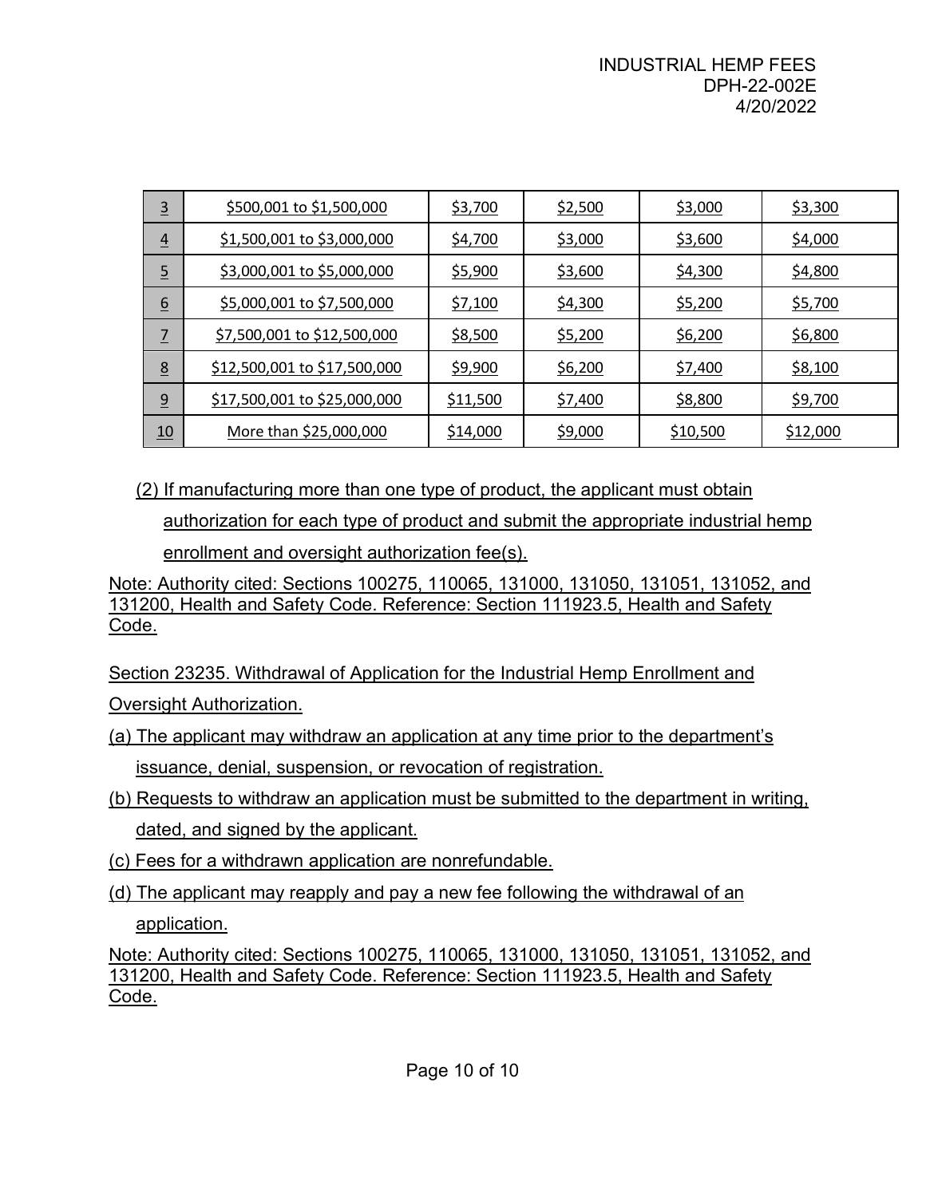| | | | | | |
|---|---|---|---|---|---|
| 3 | \$500,001 to \$1,500,000 | \$3,700 | \$2,500 | \$3,000 | \$3,300 |
| 4 | \$1,500,001 to \$3,000,000 | \$4,700 | \$3,000 | \$3,600 | \$4,000 |
| 5 | \$3,000,001 to \$5,000,000 | \$5,900 | \$3,600 | \$4,300 | \$4,800 |
| 6 | \$5,000,001 to \$7,500,000 | \$7,100 | \$4,300 | \$5,200 | \$5,700 |
| 7 | \$7,500,001 to \$12,500,000 | \$8,500 | \$5,200 | \$6,200 | \$6,800 |
| 8 | \$12,500,001 to \$17,500,000 | \$9,900 | \$6,200 | \$7,400 | \$8,100 |
| 9 | \$17,500,001 to \$25,000,000 | \$11,500 | \$7,400 | \$8,800 | \$9,700 |
| 10 | More than \$25,000,000 | \$14,000 | \$9,000 | \$10,500 | \$12,000 |

(2) If manufacturing more than one type of product, the applicant must obtain authorization for each type of product and submit the appropriate industrial hemp enrollment and oversight authorization fee(s).

Note: Authority cited: Sections 100275, 110065, 131000, 131050, 131051, 131052, and 131200, Health and Safety Code. Reference: Section 111923.5, Health and Safety Code.

Section 23235. Withdrawal of Application for the Industrial Hemp Enrollment and Oversight Authorization.

(a) The applicant may withdraw an application at any time prior to the department's issuance, denial, suspension, or revocation of registration.

(b) Requests to withdraw an application must be submitted to the department in writing, dated, and signed by the applicant.

(c) Fees for a withdrawn application are nonrefundable.

(d) The applicant may reapply and pay a new fee following the withdrawal of an application.

Note: Authority cited: Sections 100275, 110065, 131000, 131050, 131051, 131052, and 131200, Health and Safety Code. Reference: Section 111923.5, Health and Safety Code.